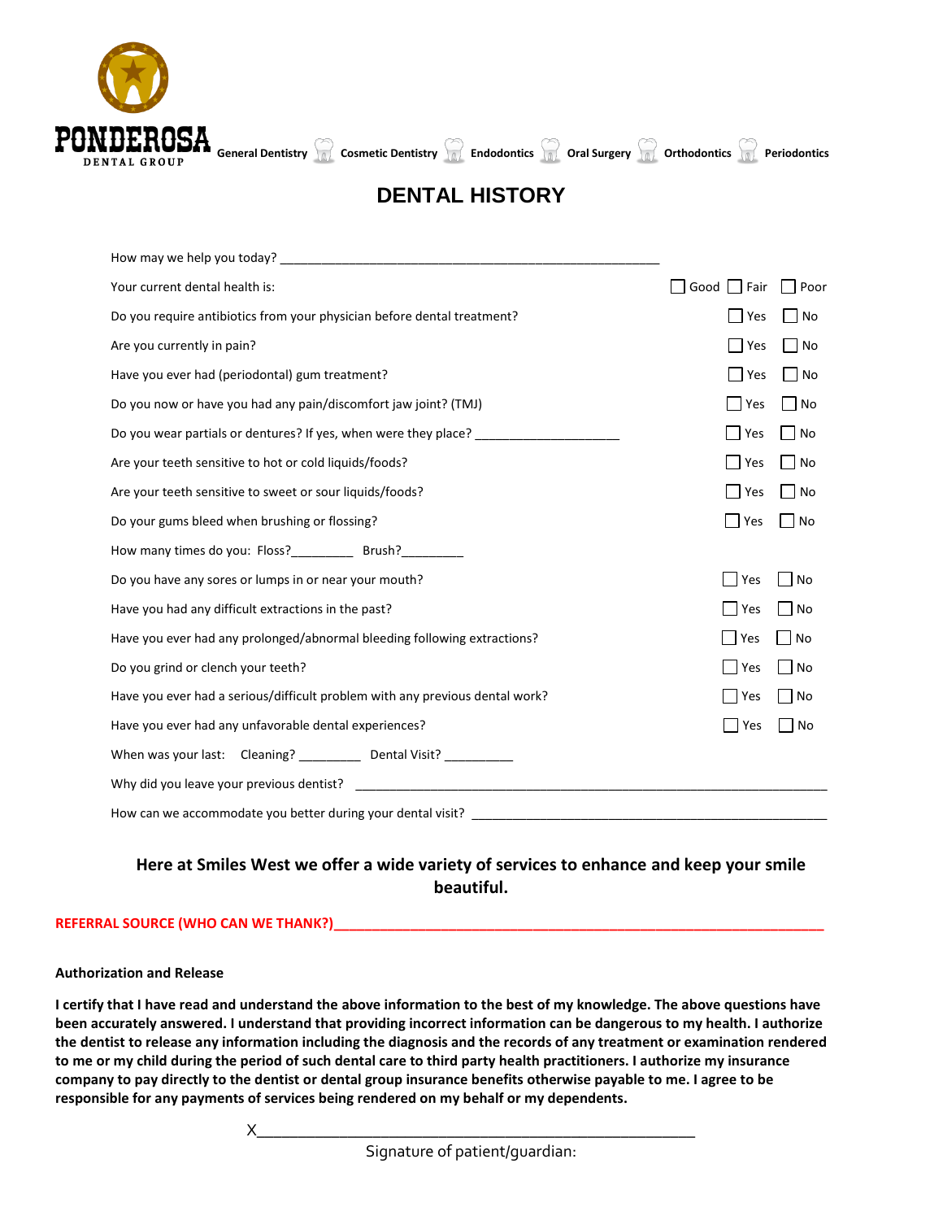**PONDEROSA**
DENTAL GROUP

General Dentistry | Cosmetic Dentistry | Endodontics | Oral Surgery | Orthodontics | Periodontics

# DENTAL HISTORY

How may we help you today? ________________________________________________________

| | | | |
|---|---|---|---|
| Your current dental health is: | ☐ Good | ☐ Fair | ☐ Poor |
| Do you require antibiotics from your physician before dental treatment? | | ☐ Yes | ☐ No |
| Are you currently in pain? | | ☐ Yes | ☐ No |
| Have you ever had (periodontal) gum treatment? | | ☐ Yes | ☐ No |
| Do you now or have you had any pain/discomfort jaw joint? (TMJ) | | ☐ Yes | ☐ No |
| Do you wear partials or dentures? If yes, when were they place? _____________________ | | ☐ Yes | ☐ No |
| Are your teeth sensitive to hot or cold liquids/foods? | | ☐ Yes | ☐ No |
| Are your teeth sensitive to sweet or sour liquids/foods? | | ☐ Yes | ☐ No |
| Do your gums bleed when brushing or flossing? | | ☐ Yes | ☐ No |

How many times do you: Floss?_________ Brush?_________

| | | |
|---|---|---|
| Do you have any sores or lumps in or near your mouth? | ☐ Yes | ☐ No |
| Have you had any difficult extractions in the past? | ☐ Yes | ☐ No |
| Have you ever had any prolonged/abnormal bleeding following extractions? | ☐ Yes | ☐ No |
| Do you grind or clench your teeth? | ☐ Yes | ☐ No |
| Have you ever had a serious/difficult problem with any previous dental work? | ☐ Yes | ☐ No |
| Have you ever had any unfavorable dental experiences? | ☐ Yes | ☐ No |

When was your last: Cleaning? _________ Dental Visit? __________

Why did you leave your previous dentist? ____________________________________________________________________

How can we accommodate you better during your dental visit? ____________________________________________________

**Here at Smiles West we offer a wide variety of services to enhance and keep your smile beautiful.**

**REFERRAL SOURCE (WHO CAN WE THANK?)**____________________________________________________________

**Authorization and Release**

**I certify that I have read and understand the above information to the best of my knowledge. The above questions have been accurately answered. I understand that providing incorrect information can be dangerous to my health. I authorize the dentist to release any information including the diagnosis and the records of any treatment or examination rendered to me or my child during the period of such dental care to third party health practitioners. I authorize my insurance company to pay directly to the dentist or dental group insurance benefits otherwise payable to me. I agree to be responsible for any payments of services being rendered on my behalf or my dependents.**

X______________________________________________________

Signature of patient/guardian: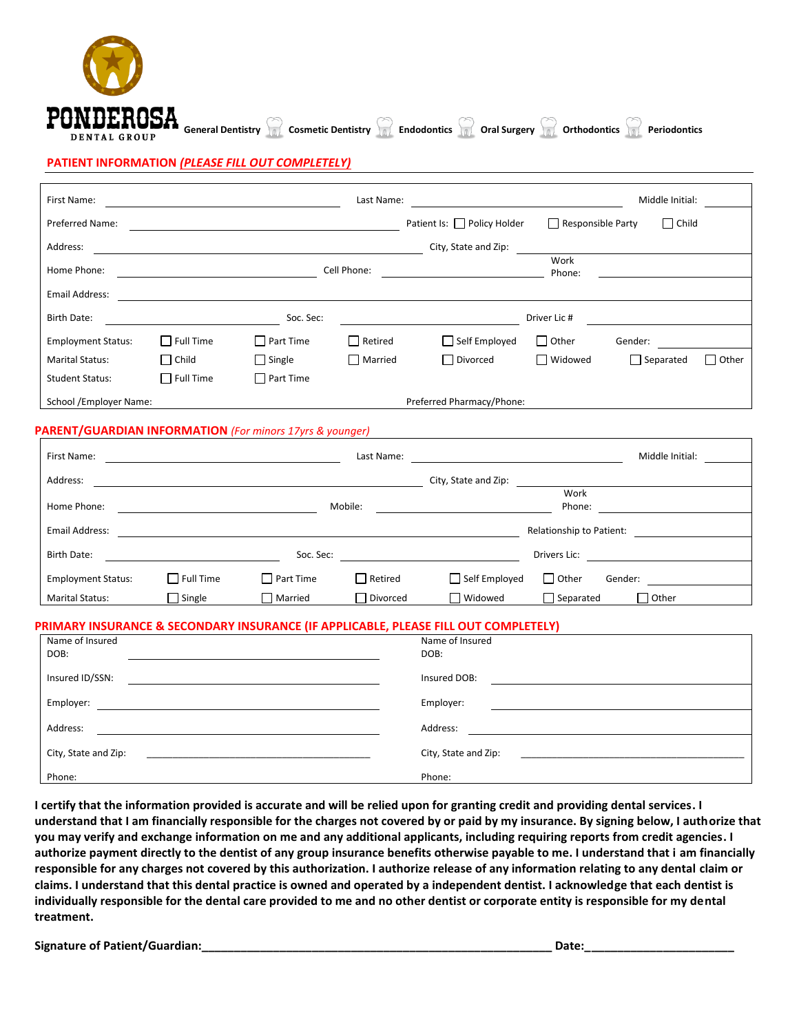PONDEROSA DENTAL GROUP

General Dentistry | Cosmetic Dentistry | Endodontics | Oral Surgery | Orthodontics | Periodontics

## PATIENT INFORMATION *(PLEASE FILL OUT COMPLETELY)*

First Name: ______________________ Last Name: ______________________ Middle Initial: ______

Preferred Name: ______________________ Patient Is: ☐ Policy Holder ☐ Responsible Party ☐ Child

Address: ______________________ City, State and Zip: ______________________

Home Phone: ______________________ Cell Phone: ______________________ Work Phone: ______________________

Email Address: ______________________

Birth Date: ______________________ Soc. Sec: ______________________ Driver Lic # ______________________

Employment Status: ☐ Full Time ☐ Part Time ☐ Retired ☐ Self Employed ☐ Other Gender: ______

Marital Status: ☐ Child ☐ Single ☐ Married ☐ Divorced ☐ Widowed ☐ Separated ☐ Other

Student Status: ☐ Full Time ☐ Part Time

School /Employer Name: Preferred Pharmacy/Phone:

## PARENT/GUARDIAN INFORMATION *(For minors 17yrs & younger)*

First Name: ______________________ Last Name: ______________________ Middle Initial: ______

Address: ______________________ City, State and Zip: ______________________

Home Phone: ______________________ Mobile: ______________________ Work Phone: ______________________

Email Address: ______________________ Relationship to Patient: ______________________

Birth Date: ______________________ Soc. Sec: ______________________ Drivers Lic: ______________________

Employment Status: ☐ Full Time ☐ Part Time ☐ Retired ☐ Self Employed ☐ Other Gender: ______

Marital Status: ☐ Single ☐ Married ☐ Divorced ☐ Widowed ☐ Separated ☐ Other

## PRIMARY INSURANCE & SECONDARY INSURANCE (IF APPLICABLE, PLEASE FILL OUT COMPLETELY)

| Primary | Secondary |
|---|---|
| Name of Insured DOB: ______________________ | Name of Insured DOB: |
| Insured ID/SSN: ______________________ | Insured DOB: ______________________ |
| Employer: ______________________ | Employer: ______________________ |
| Address: ______________________ | Address: ______________________ |
| City, State and Zip: ______________________ | City, State and Zip: ______________________ |
| Phone: | Phone: |

**I certify that the information provided is accurate and will be relied upon for granting credit and providing dental services. I understand that I am financially responsible for the charges not covered by or paid by my insurance. By signing below, I authorize that you may verify and exchange information on me and any additional applicants, including requiring reports from credit agencies. I authorize payment directly to the dentist of any group insurance benefits otherwise payable to me. I understand that i am financially responsible for any charges not covered by this authorization. I authorize release of any information relating to any dental claim or claims. I understand that this dental practice is owned and operated by a independent dentist. I acknowledge that each dentist is individually responsible for the dental care provided to me and no other dentist or corporate entity is responsible for my dental treatment.**

**Signature of Patient/Guardian:______________________________________________________ Date:______________________**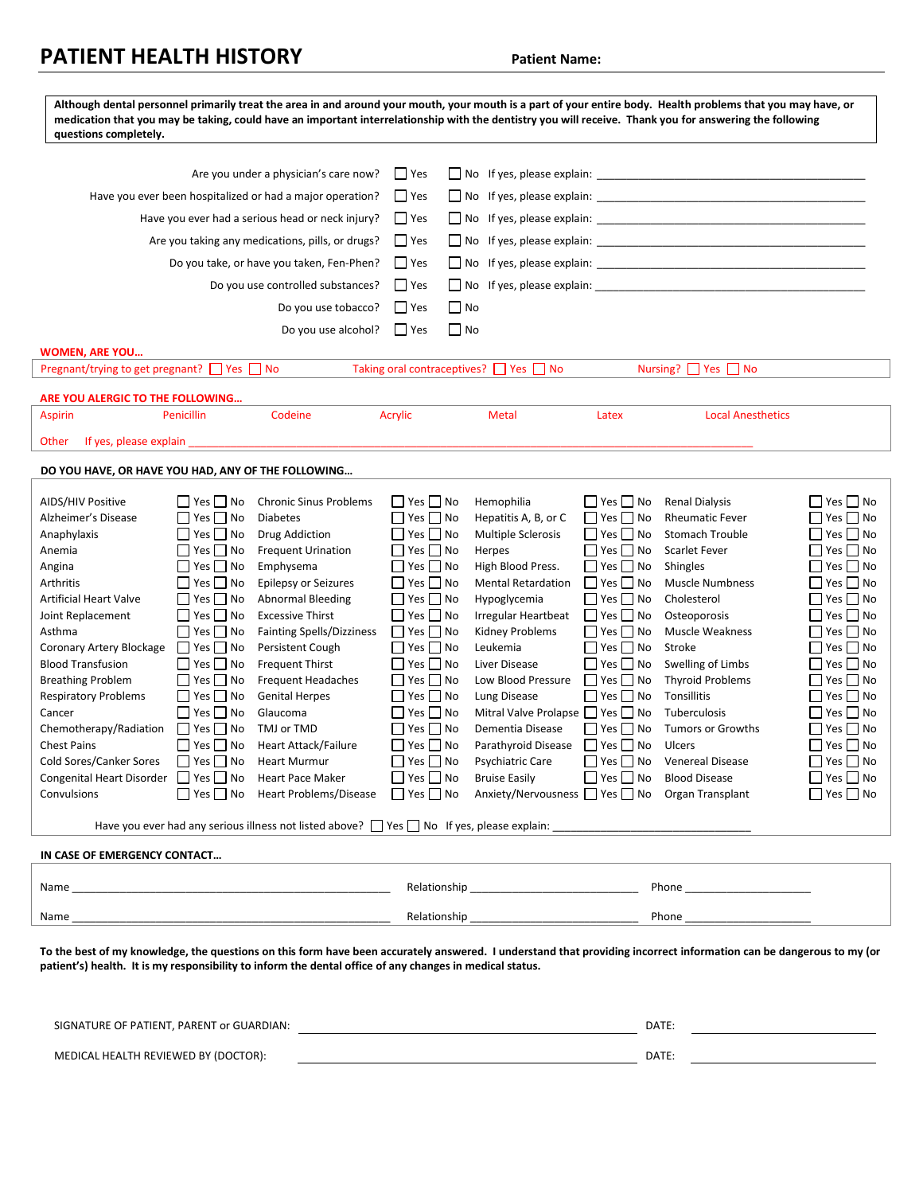# PATIENT HEALTH HISTORY

**Patient Name:**

**Although dental personnel primarily treat the area in and around your mouth, your mouth is a part of your entire body. Health problems that you may have, or medication that you may be taking, could have an important interrelationship with the dentistry you will receive. Thank you for answering the following questions completely.**

| Question | | | |
|---|---|---|---|
| Are you under a physician's care now? | ☐ Yes | ☐ No | If yes, please explain: ________________ |
| Have you ever been hospitalized or had a major operation? | ☐ Yes | ☐ No | If yes, please explain: ________________ |
| Have you ever had a serious head or neck injury? | ☐ Yes | ☐ No | If yes, please explain: ________________ |
| Are you taking any medications, pills, or drugs? | ☐ Yes | ☐ No | If yes, please explain: ________________ |
| Do you take, or have you taken, Fen-Phen? | ☐ Yes | ☐ No | If yes, please explain: ________________ |
| Do you use controlled substances? | ☐ Yes | ☐ No | If yes, please explain: ________________ |
| Do you use tobacco? | ☐ Yes | ☐ No | |
| Do you use alcohol? | ☐ Yes | ☐ No | |

**WOMEN, ARE YOU…**

Pregnant/trying to get pregnant? ☐ Yes ☐ No    Taking oral contraceptives? ☐ Yes ☐ No    Nursing? ☐ Yes ☐ No

**ARE YOU ALERGIC TO THE FOLLOWING…**

Aspirin    Penicillin    Codeine    Acrylic    Metal    Latex    Local Anesthetics

Other  If yes, please explain ________________

**DO YOU HAVE, OR HAVE YOU HAD, ANY OF THE FOLLOWING…**

| Condition | | Condition | | Condition | | Condition | |
|---|---|---|---|---|---|---|---|
| AIDS/HIV Positive | ☐ Yes ☐ No | Chronic Sinus Problems | ☐ Yes ☐ No | Hemophilia | ☐ Yes ☐ No | Renal Dialysis | ☐ Yes ☐ No |
| Alzheimer's Disease | ☐ Yes ☐ No | Diabetes | ☐ Yes ☐ No | Hepatitis A, B, or C | ☐ Yes ☐ No | Rheumatic Fever | ☐ Yes ☐ No |
| Anaphylaxis | ☐ Yes ☐ No | Drug Addiction | ☐ Yes ☐ No | Multiple Sclerosis | ☐ Yes ☐ No | Stomach Trouble | ☐ Yes ☐ No |
| Anemia | ☐ Yes ☐ No | Frequent Urination | ☐ Yes ☐ No | Herpes | ☐ Yes ☐ No | Scarlet Fever | ☐ Yes ☐ No |
| Angina | ☐ Yes ☐ No | Emphysema | ☐ Yes ☐ No | High Blood Press. | ☐ Yes ☐ No | Shingles | ☐ Yes ☐ No |
| Arthritis | ☐ Yes ☐ No | Epilepsy or Seizures | ☐ Yes ☐ No | Mental Retardation | ☐ Yes ☐ No | Muscle Numbness | ☐ Yes ☐ No |
| Artificial Heart Valve | ☐ Yes ☐ No | Abnormal Bleeding | ☐ Yes ☐ No | Hypoglycemia | ☐ Yes ☐ No | Cholesterol | ☐ Yes ☐ No |
| Joint Replacement | ☐ Yes ☐ No | Excessive Thirst | ☐ Yes ☐ No | Irregular Heartbeat | ☐ Yes ☐ No | Osteoporosis | ☐ Yes ☐ No |
| Asthma | ☐ Yes ☐ No | Fainting Spells/Dizziness | ☐ Yes ☐ No | Kidney Problems | ☐ Yes ☐ No | Muscle Weakness | ☐ Yes ☐ No |
| Coronary Artery Blockage | ☐ Yes ☐ No | Persistent Cough | ☐ Yes ☐ No | Leukemia | ☐ Yes ☐ No | Stroke | ☐ Yes ☐ No |
| Blood Transfusion | ☐ Yes ☐ No | Frequent Thirst | ☐ Yes ☐ No | Liver Disease | ☐ Yes ☐ No | Swelling of Limbs | ☐ Yes ☐ No |
| Breathing Problem | ☐ Yes ☐ No | Frequent Headaches | ☐ Yes ☐ No | Low Blood Pressure | ☐ Yes ☐ No | Thyroid Problems | ☐ Yes ☐ No |
| Respiratory Problems | ☐ Yes ☐ No | Genital Herpes | ☐ Yes ☐ No | Lung Disease | ☐ Yes ☐ No | Tonsillitis | ☐ Yes ☐ No |
| Cancer | ☐ Yes ☐ No | Glaucoma | ☐ Yes ☐ No | Mitral Valve Prolapse | ☐ Yes ☐ No | Tuberculosis | ☐ Yes ☐ No |
| Chemotherapy/Radiation | ☐ Yes ☐ No | TMJ or TMD | ☐ Yes ☐ No | Dementia Disease | ☐ Yes ☐ No | Tumors or Growths | ☐ Yes ☐ No |
| Chest Pains | ☐ Yes ☐ No | Heart Attack/Failure | ☐ Yes ☐ No | Parathyroid Disease | ☐ Yes ☐ No | Ulcers | ☐ Yes ☐ No |
| Cold Sores/Canker Sores | ☐ Yes ☐ No | Heart Murmur | ☐ Yes ☐ No | Psychiatric Care | ☐ Yes ☐ No | Venereal Disease | ☐ Yes ☐ No |
| Congenital Heart Disorder | ☐ Yes ☐ No | Heart Pace Maker | ☐ Yes ☐ No | Bruise Easily | ☐ Yes ☐ No | Blood Disease | ☐ Yes ☐ No |
| Convulsions | ☐ Yes ☐ No | Heart Problems/Disease | ☐ Yes ☐ No | Anxiety/Nervousness | ☐ Yes ☐ No | Organ Transplant | ☐ Yes ☐ No |

Have you ever had any serious illness not listed above? ☐ Yes ☐ No  If yes, please explain: ________________

**IN CASE OF EMERGENCY CONTACT…**

Name ________________  Relationship ________________  Phone ________________

Name ________________  Relationship ________________  Phone ________________

**To the best of my knowledge, the questions on this form have been accurately answered. I understand that providing incorrect information can be dangerous to my (or patient's) health. It is my responsibility to inform the dental office of any changes in medical status.**

SIGNATURE OF PATIENT, PARENT or GUARDIAN: ________________  DATE: ________________

MEDICAL HEALTH REVIEWED BY (DOCTOR): ________________  DATE: ________________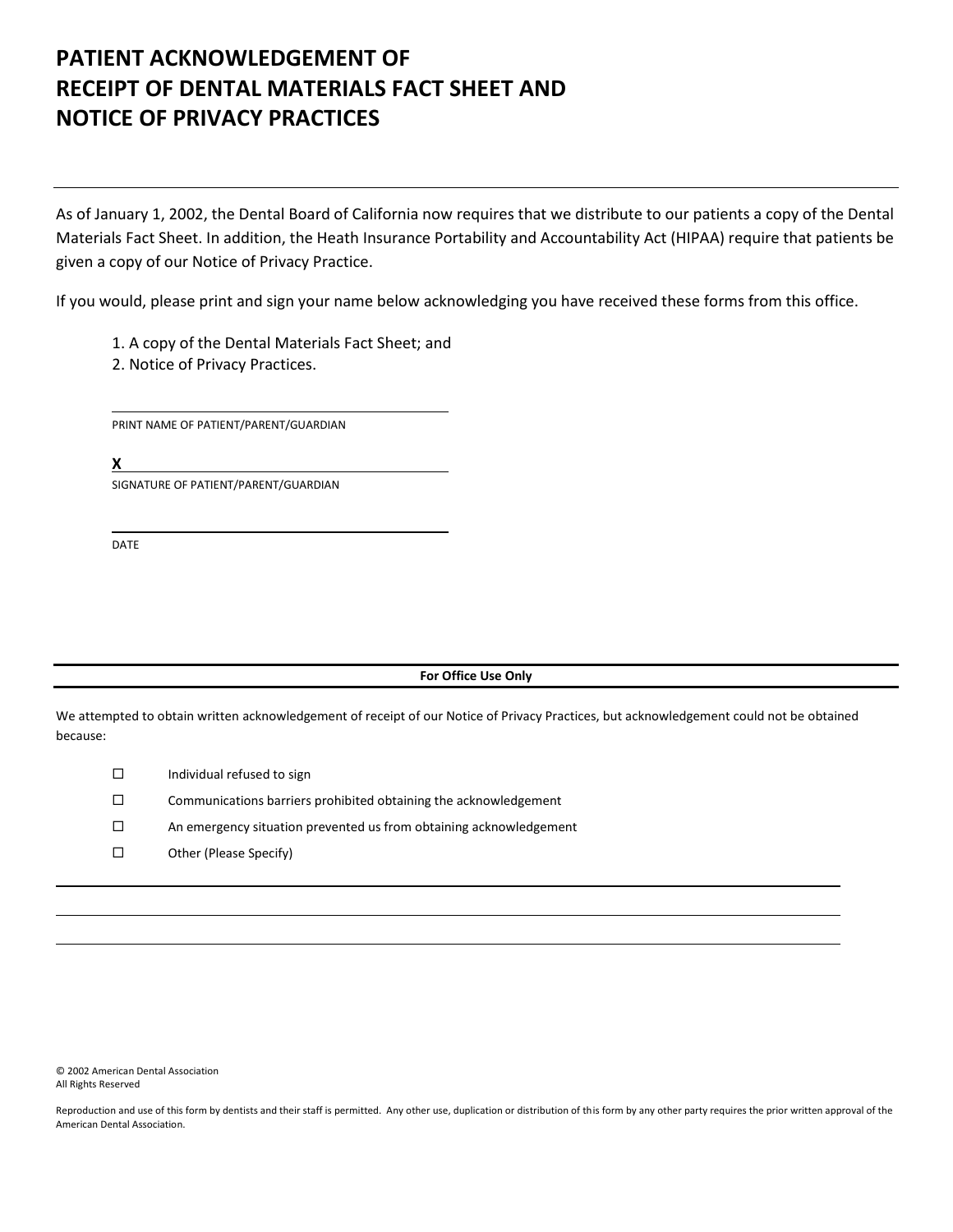# PATIENT ACKNOWLEDGEMENT OF RECEIPT OF DENTAL MATERIALS FACT SHEET AND NOTICE OF PRIVACY PRACTICES

---

As of January 1, 2002, the Dental Board of California now requires that we distribute to our patients a copy of the Dental Materials Fact Sheet. In addition, the Heath Insurance Portability and Accountability Act (HIPAA) require that patients be given a copy of our Notice of Privacy Practice.

If you would, please print and sign your name below acknowledging you have received these forms from this office.

1. A copy of the Dental Materials Fact Sheet; and
2. Notice of Privacy Practices.

\_\_\_\_\_\_\_\_\_\_\_\_\_\_\_\_\_\_\_\_\_\_\_\_\_\_\_\_\_\_\_\_\_\_\_\_\_\_\_\_
PRINT NAME OF PATIENT/PARENT/GUARDIAN

**X**\_\_\_\_\_\_\_\_\_\_\_\_\_\_\_\_\_\_\_\_\_\_\_\_\_\_\_\_\_\_\_\_\_\_\_\_\_\_\_
SIGNATURE OF PATIENT/PARENT/GUARDIAN

\_\_\_\_\_\_\_\_\_\_\_\_\_\_\_\_\_\_\_\_\_\_\_\_\_\_\_\_\_\_\_\_\_\_\_\_\_\_\_\_
DATE

---

**For Office Use Only**

---

We attempted to obtain written acknowledgement of receipt of our Notice of Privacy Practices, but acknowledgement could not be obtained because:

- ☐ Individual refused to sign
- ☐ Communications barriers prohibited obtaining the acknowledgement
- ☐ An emergency situation prevented us from obtaining acknowledgement
- ☐ Other (Please Specify)

\_\_\_\_\_\_\_\_\_\_\_\_\_\_\_\_\_\_\_\_\_\_\_\_\_\_\_\_\_\_\_\_\_\_\_\_\_\_\_\_\_\_\_\_\_\_\_\_\_\_\_\_\_\_\_\_\_\_\_\_\_\_\_\_\_\_\_\_\_\_\_\_\_\_\_\_\_\_

\_\_\_\_\_\_\_\_\_\_\_\_\_\_\_\_\_\_\_\_\_\_\_\_\_\_\_\_\_\_\_\_\_\_\_\_\_\_\_\_\_\_\_\_\_\_\_\_\_\_\_\_\_\_\_\_\_\_\_\_\_\_\_\_\_\_\_\_\_\_\_\_\_\_\_\_\_\_

\_\_\_\_\_\_\_\_\_\_\_\_\_\_\_\_\_\_\_\_\_\_\_\_\_\_\_\_\_\_\_\_\_\_\_\_\_\_\_\_\_\_\_\_\_\_\_\_\_\_\_\_\_\_\_\_\_\_\_\_\_\_\_\_\_\_\_\_\_\_\_\_\_\_\_\_\_\_

© 2002 American Dental Association
All Rights Reserved

Reproduction and use of this form by dentists and their staff is permitted. Any other use, duplication or distribution of this form by any other party requires the prior written approval of the American Dental Association.